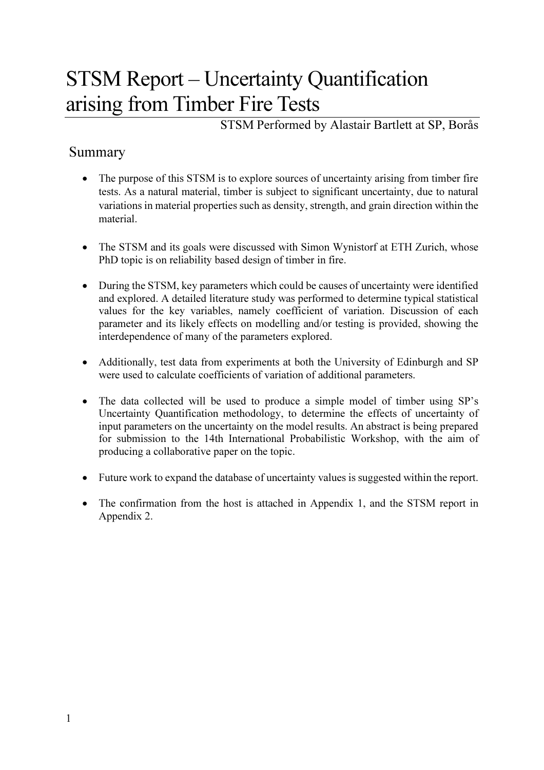# STSM Report – Uncertainty Quantification arising from Timber Fire Tests

STSM Performed by Alastair Bartlett at SP, Borås

## Summary

- The purpose of this STSM is to explore sources of uncertainty arising from timber fire tests. As a natural material, timber is subject to significant uncertainty, due to natural variations in material properties such as density, strength, and grain direction within the material.

- The STSM and its goals were discussed with Simon Wynistorf at ETH Zurich, whose PhD topic is on reliability based design of timber in fire.

- During the STSM, key parameters which could be causes of uncertainty were identified and explored. A detailed literature study was performed to determine typical statistical values for the key variables, namely coefficient of variation. Discussion of each parameter and its likely effects on modelling and/or testing is provided, showing the interdependence of many of the parameters explored.

- Additionally, test data from experiments at both the University of Edinburgh and SP were used to calculate coefficients of variation of additional parameters.

- The data collected will be used to produce a simple model of timber using SP's Uncertainty Quantification methodology, to determine the effects of uncertainty of input parameters on the uncertainty on the model results. An abstract is being prepared for submission to the 14th International Probabilistic Workshop, with the aim of producing a collaborative paper on the topic.

- Future work to expand the database of uncertainty values is suggested within the report.

- The confirmation from the host is attached in Appendix 1, and the STSM report in Appendix 2.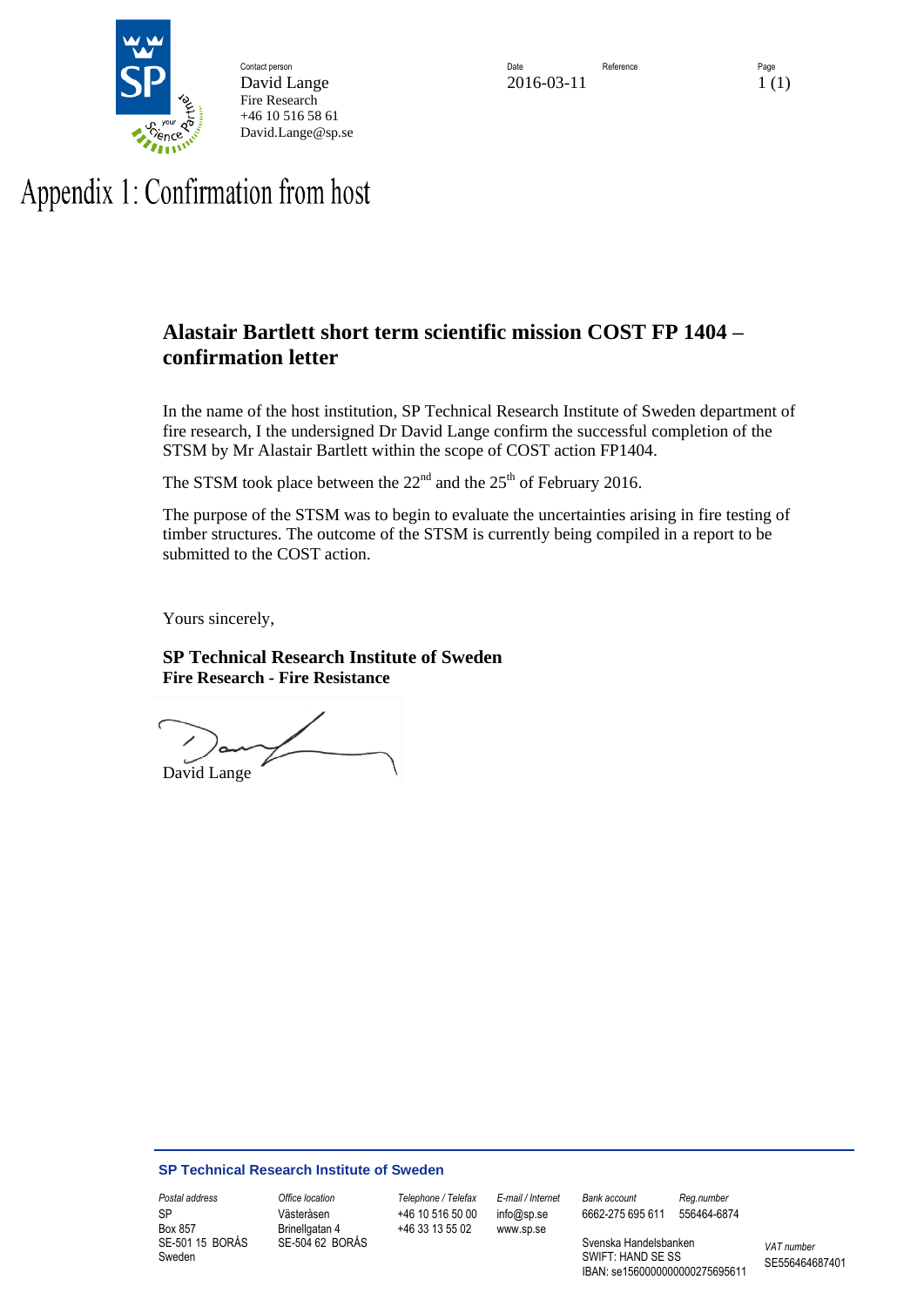Contact person
David Lange
Fire Research
+46 10 516 58 61
David.Lange@sp.se

Date
2016-03-11

Reference

Page
1 (1)

# Appendix 1: Confirmation from host

## Alastair Bartlett short term scientific mission COST FP 1404 – confirmation letter

In the name of the host institution, SP Technical Research Institute of Sweden department of fire research, I the undersigned Dr David Lange confirm the successful completion of the STSM by Mr Alastair Bartlett within the scope of COST action FP1404.

The STSM took place between the 22nd and the 25th of February 2016.

The purpose of the STSM was to begin to evaluate the uncertainties arising in fire testing of timber structures. The outcome of the STSM is currently being compiled in a report to be submitted to the COST action.

Yours sincerely,

**SP Technical Research Institute of Sweden**
**Fire Research - Fire Resistance**

David Lange

**SP Technical Research Institute of Sweden**

| Postal address | Office location | Telephone / Telefax | E-mail / Internet | Bank account | Reg.number | VAT number |
|---|---|---|---|---|---|---|
| SP<br>Box 857<br>SE-501 15 BORÅS<br>Sweden | Västeråsen<br>Brinellgatan 4<br>SE-504 62 BORÅS | +46 10 516 50 00<br>+46 33 13 55 02 | info@sp.se<br>www.sp.se | 6662-275 695 611<br>Svenska Handelsbanken<br>SWIFT: HAND SE SS<br>IBAN: se1560000000000275695611 | 556464-6874 | SE556464687401 |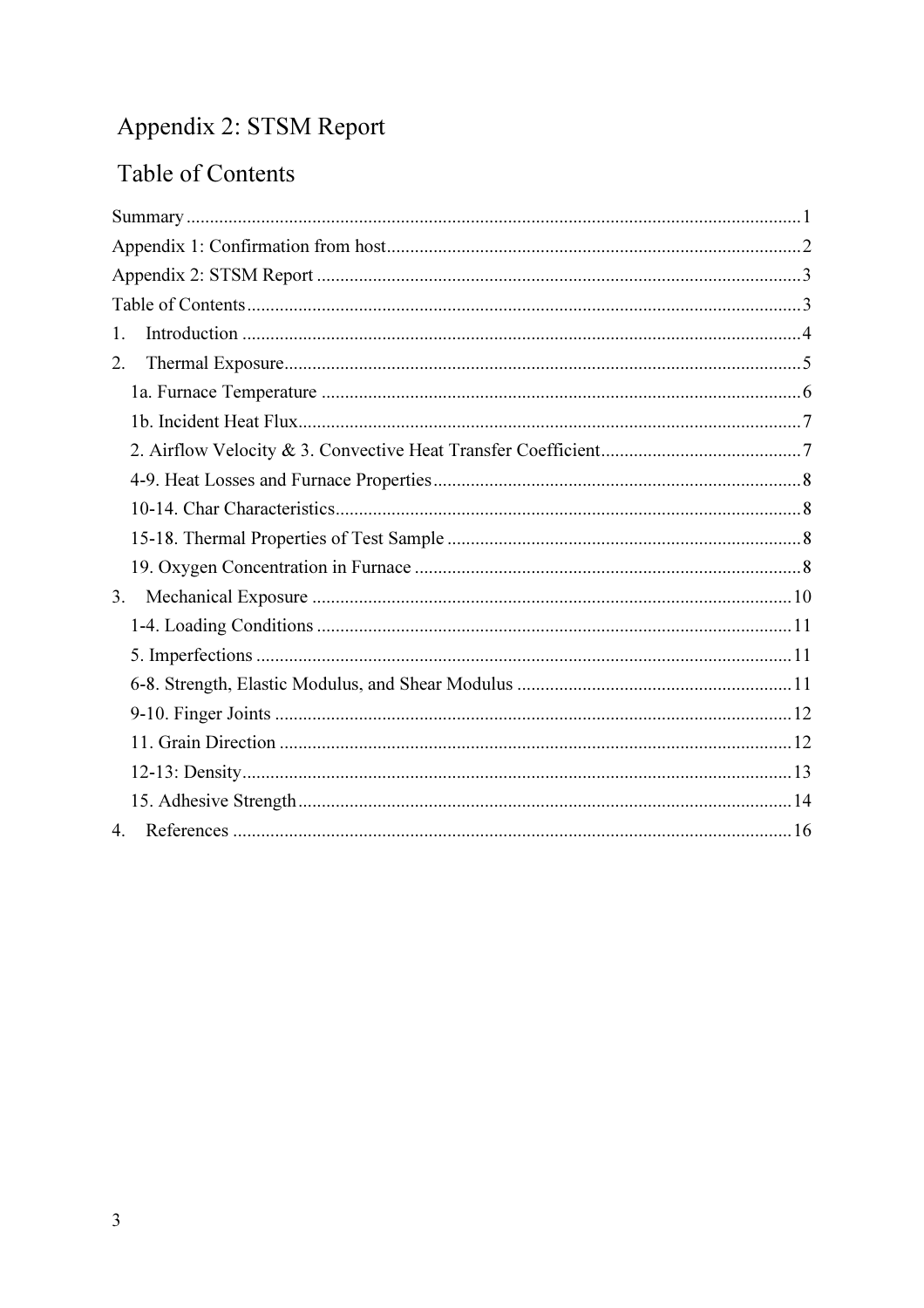# Appendix 2: STSM Report

## Table of Contents

Summary ........................................................................................................ 1

Appendix 1: Confirmation from host ........................................................................ 2

Appendix 2: STSM Report ...................................................................................... 3

Table of Contents .................................................................................................. 3

1. Introduction ..................................................................................................... 4
2. Thermal Exposure ............................................................................................ 5
   - 1a. Furnace Temperature ................................................................................ 6
   - 1b. Incident Heat Flux ..................................................................................... 7
   - 2. Airflow Velocity & 3. Convective Heat Transfer Coefficient ............................. 7
   - 4-9. Heat Losses and Furnace Properties ........................................................ 8
   - 10-14. Char Characteristics ............................................................................ 8
   - 15-18. Thermal Properties of Test Sample ........................................................ 8
   - 19. Oxygen Concentration in Furnace .............................................................. 8
3. Mechanical Exposure ....................................................................................... 10
   - 1-4. Loading Conditions ................................................................................ 11
   - 5. Imperfections ........................................................................................... 11
   - 6-8. Strength, Elastic Modulus, and Shear Modulus ......................................... 11
   - 9-10. Finger Joints ........................................................................................ 12
   - 11. Grain Direction ....................................................................................... 12
   - 12-13: Density .............................................................................................. 13
   - 15. Adhesive Strength ................................................................................... 14
4. References ...................................................................................................... 16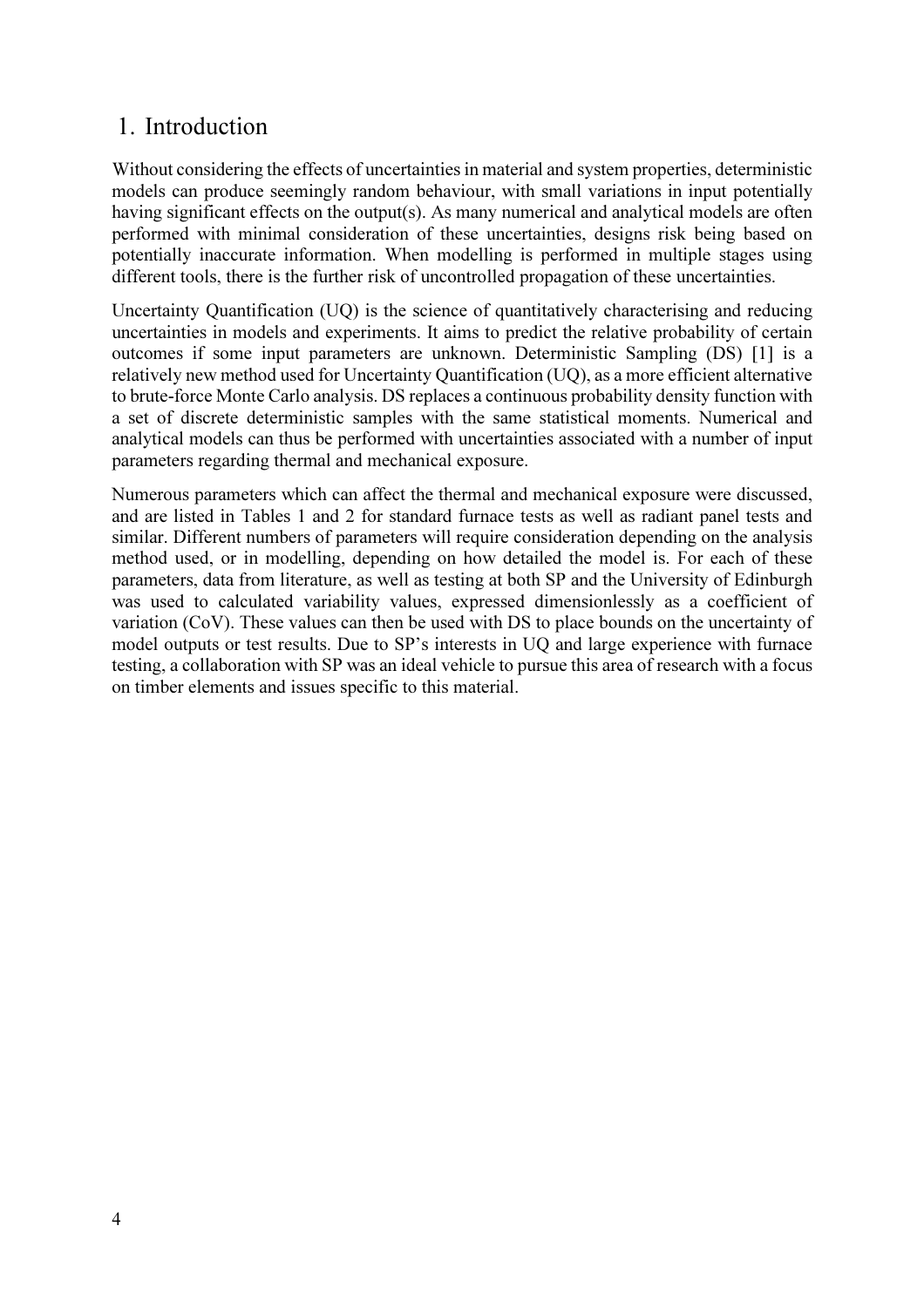# 1. Introduction

Without considering the effects of uncertainties in material and system properties, deterministic models can produce seemingly random behaviour, with small variations in input potentially having significant effects on the output(s). As many numerical and analytical models are often performed with minimal consideration of these uncertainties, designs risk being based on potentially inaccurate information. When modelling is performed in multiple stages using different tools, there is the further risk of uncontrolled propagation of these uncertainties.

Uncertainty Quantification (UQ) is the science of quantitatively characterising and reducing uncertainties in models and experiments. It aims to predict the relative probability of certain outcomes if some input parameters are unknown. Deterministic Sampling (DS) [1] is a relatively new method used for Uncertainty Quantification (UQ), as a more efficient alternative to brute-force Monte Carlo analysis. DS replaces a continuous probability density function with a set of discrete deterministic samples with the same statistical moments. Numerical and analytical models can thus be performed with uncertainties associated with a number of input parameters regarding thermal and mechanical exposure.

Numerous parameters which can affect the thermal and mechanical exposure were discussed, and are listed in Tables 1 and 2 for standard furnace tests as well as radiant panel tests and similar. Different numbers of parameters will require consideration depending on the analysis method used, or in modelling, depending on how detailed the model is. For each of these parameters, data from literature, as well as testing at both SP and the University of Edinburgh was used to calculated variability values, expressed dimensionlessly as a coefficient of variation (CoV). These values can then be used with DS to place bounds on the uncertainty of model outputs or test results. Due to SP's interests in UQ and large experience with furnace testing, a collaboration with SP was an ideal vehicle to pursue this area of research with a focus on timber elements and issues specific to this material.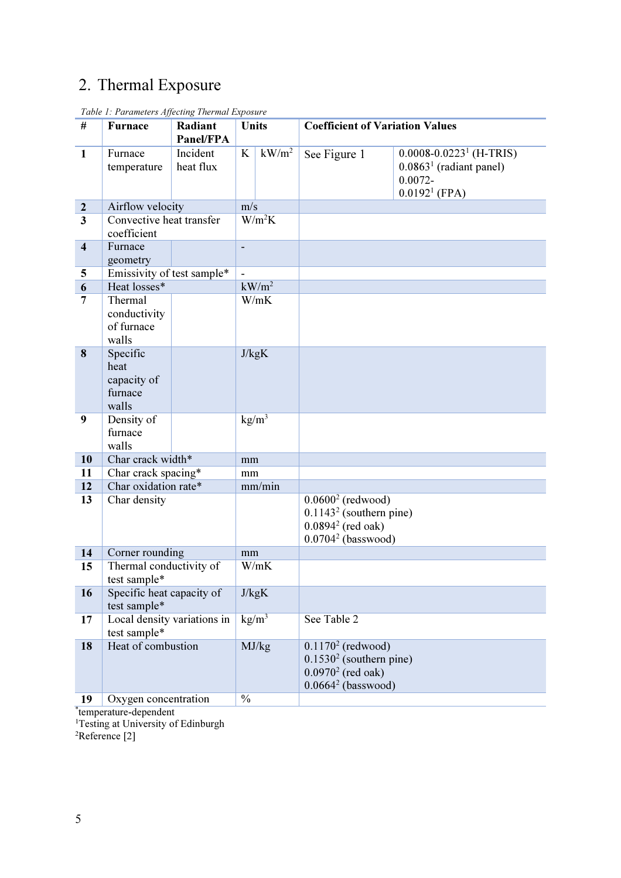## 2. Thermal Exposure

*Table 1: Parameters Affecting Thermal Exposure*

| # | Furnace | Radiant Panel/FPA | Units | | Coefficient of Variation Values | |
|---|---|---|---|---|---|---|
| 1 | Furnace temperature | Incident heat flux | K | kW/m$^2$ | See Figure 1 | 0.0008-0.0223[1] (H-TRIS) 0.0863[1] (radiant panel) 0.0072-0.0192[1] (FPA) |
| 2 | Airflow velocity | | m/s | | | |
| 3 | Convective heat transfer coefficient | | W/m$^2$K | | | |
| 4 | Furnace geometry | | - | | | |
| 5 | Emissivity of test sample* | | - | | | |
| 6 | Heat losses* | | kW/m$^2$ | | | |
| 7 | Thermal conductivity of furnace walls | | W/mK | | | |
| 8 | Specific heat capacity of furnace walls | | J/kgK | | | |
| 9 | Density of furnace walls | | kg/m$^3$ | | | |
| 10 | Char crack width* | | mm | | | |
| 11 | Char crack spacing* | | mm | | | |
| 12 | Char oxidation rate* | | mm/min | | | |
| 13 | Char density | | | | 0.0600[2] (redwood) 0.1143[2] (southern pine) 0.0894[2] (red oak) 0.0704[2] (basswood) | |
| 14 | Corner rounding | | mm | | | |
| 15 | Thermal conductivity of test sample* | | W/mK | | | |
| 16 | Specific heat capacity of test sample* | | J/kgK | | | |
| 17 | Local density variations in test sample* | | kg/m$^3$ | | See Table 2 | |
| 18 | Heat of combustion | | MJ/kg | | 0.1170[2] (redwood) 0.1530[2] (southern pine) 0.0970[2] (red oak) 0.0664[2] (basswood) | |
| 19 | Oxygen concentration | | % | | | |

*temperature-dependent
[1]Testing at University of Edinburgh
[2]Reference [2]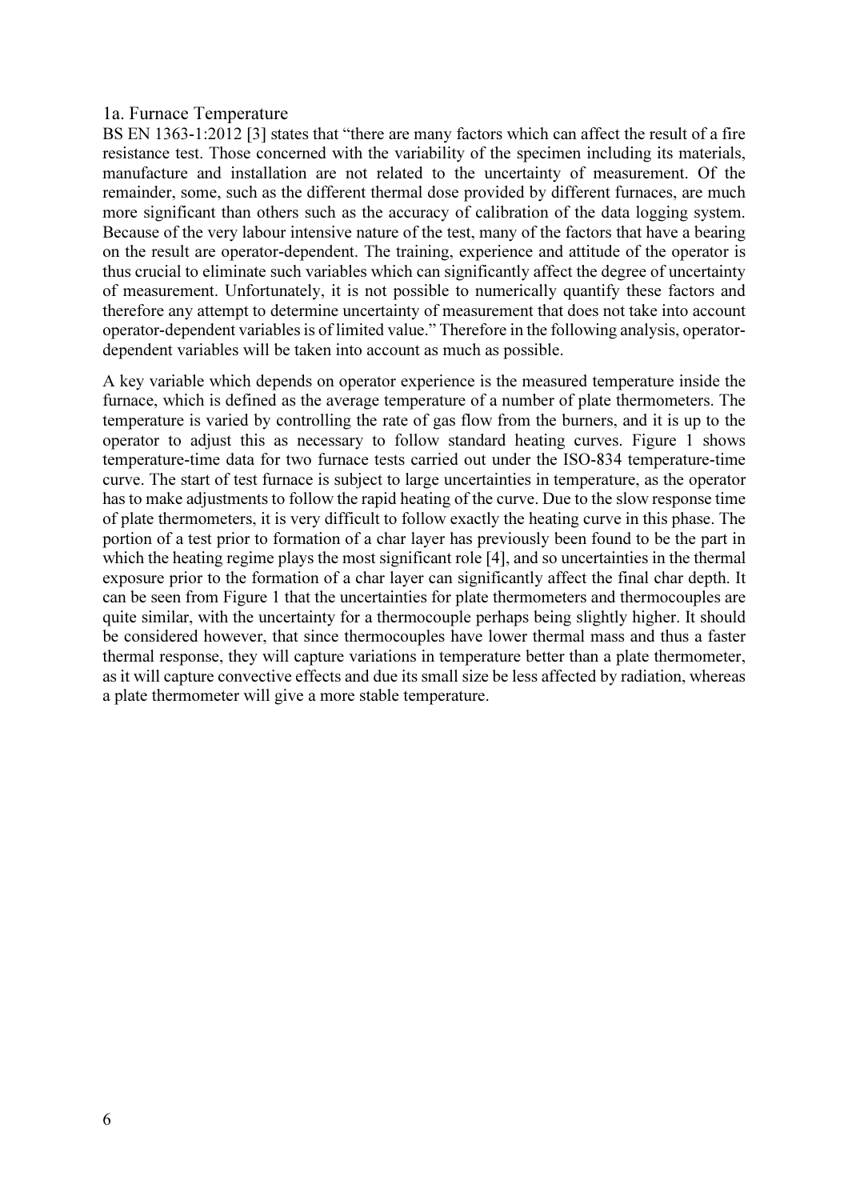## 1a. Furnace Temperature

BS EN 1363-1:2012 [3] states that "there are many factors which can affect the result of a fire resistance test. Those concerned with the variability of the specimen including its materials, manufacture and installation are not related to the uncertainty of measurement. Of the remainder, some, such as the different thermal dose provided by different furnaces, are much more significant than others such as the accuracy of calibration of the data logging system. Because of the very labour intensive nature of the test, many of the factors that have a bearing on the result are operator-dependent. The training, experience and attitude of the operator is thus crucial to eliminate such variables which can significantly affect the degree of uncertainty of measurement. Unfortunately, it is not possible to numerically quantify these factors and therefore any attempt to determine uncertainty of measurement that does not take into account operator-dependent variables is of limited value." Therefore in the following analysis, operator-dependent variables will be taken into account as much as possible.

A key variable which depends on operator experience is the measured temperature inside the furnace, which is defined as the average temperature of a number of plate thermometers. The temperature is varied by controlling the rate of gas flow from the burners, and it is up to the operator to adjust this as necessary to follow standard heating curves. Figure 1 shows temperature-time data for two furnace tests carried out under the ISO-834 temperature-time curve. The start of test furnace is subject to large uncertainties in temperature, as the operator has to make adjustments to follow the rapid heating of the curve. Due to the slow response time of plate thermometers, it is very difficult to follow exactly the heating curve in this phase. The portion of a test prior to formation of a char layer has previously been found to be the part in which the heating regime plays the most significant role [4], and so uncertainties in the thermal exposure prior to the formation of a char layer can significantly affect the final char depth. It can be seen from Figure 1 that the uncertainties for plate thermometers and thermocouples are quite similar, with the uncertainty for a thermocouple perhaps being slightly higher. It should be considered however, that since thermocouples have lower thermal mass and thus a faster thermal response, they will capture variations in temperature better than a plate thermometer, as it will capture convective effects and due its small size be less affected by radiation, whereas a plate thermometer will give a more stable temperature.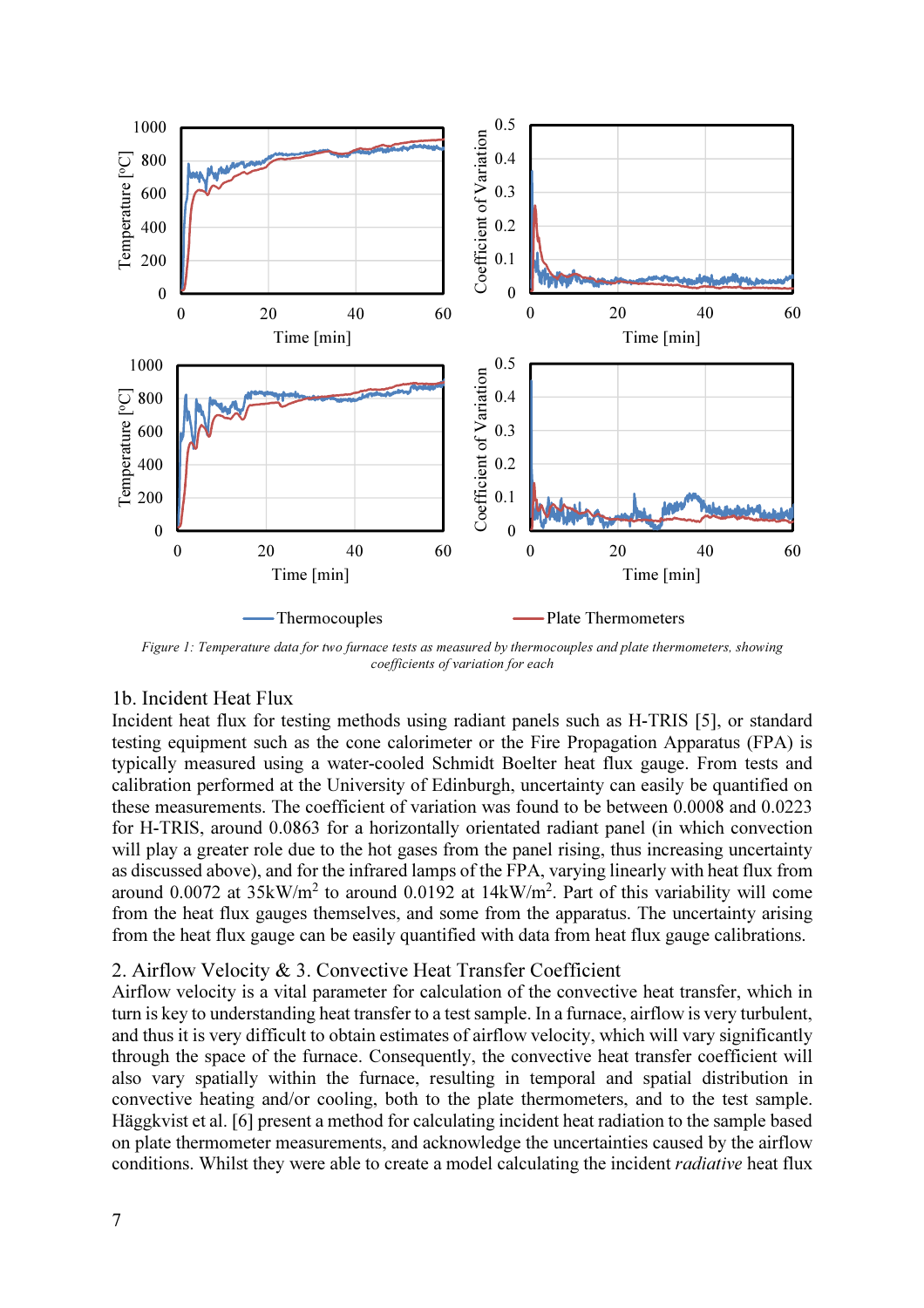Figure 1: Temperature data for two furnace tests as measured by thermocouples and plate thermometers, showing coefficients of variation for each

## 1b. Incident Heat Flux

Incident heat flux for testing methods using radiant panels such as H-TRIS [5], or standard testing equipment such as the cone calorimeter or the Fire Propagation Apparatus (FPA) is typically measured using a water-cooled Schmidt Boelter heat flux gauge. From tests and calibration performed at the University of Edinburgh, uncertainty can easily be quantified on these measurements. The coefficient of variation was found to be between 0.0008 and 0.0223 for H-TRIS, around 0.0863 for a horizontally orientated radiant panel (in which convection will play a greater role due to the hot gases from the panel rising, thus increasing uncertainty as discussed above), and for the infrared lamps of the FPA, varying linearly with heat flux from around 0.0072 at 35kW/m$^2$ to around 0.0192 at 14kW/m$^2$. Part of this variability will come from the heat flux gauges themselves, and some from the apparatus. The uncertainty arising from the heat flux gauge can be easily quantified with data from heat flux gauge calibrations.

## 2. Airflow Velocity & 3. Convective Heat Transfer Coefficient

Airflow velocity is a vital parameter for calculation of the convective heat transfer, which in turn is key to understanding heat transfer to a test sample. In a furnace, airflow is very turbulent, and thus it is very difficult to obtain estimates of airflow velocity, which will vary significantly through the space of the furnace. Consequently, the convective heat transfer coefficient will also vary spatially within the furnace, resulting in temporal and spatial distribution in convective heating and/or cooling, both to the plate thermometers, and to the test sample. Häggkvist et al. [6] present a method for calculating incident heat radiation to the sample based on plate thermometer measurements, and acknowledge the uncertainties caused by the airflow conditions. Whilst they were able to create a model calculating the incident *radiative* heat flux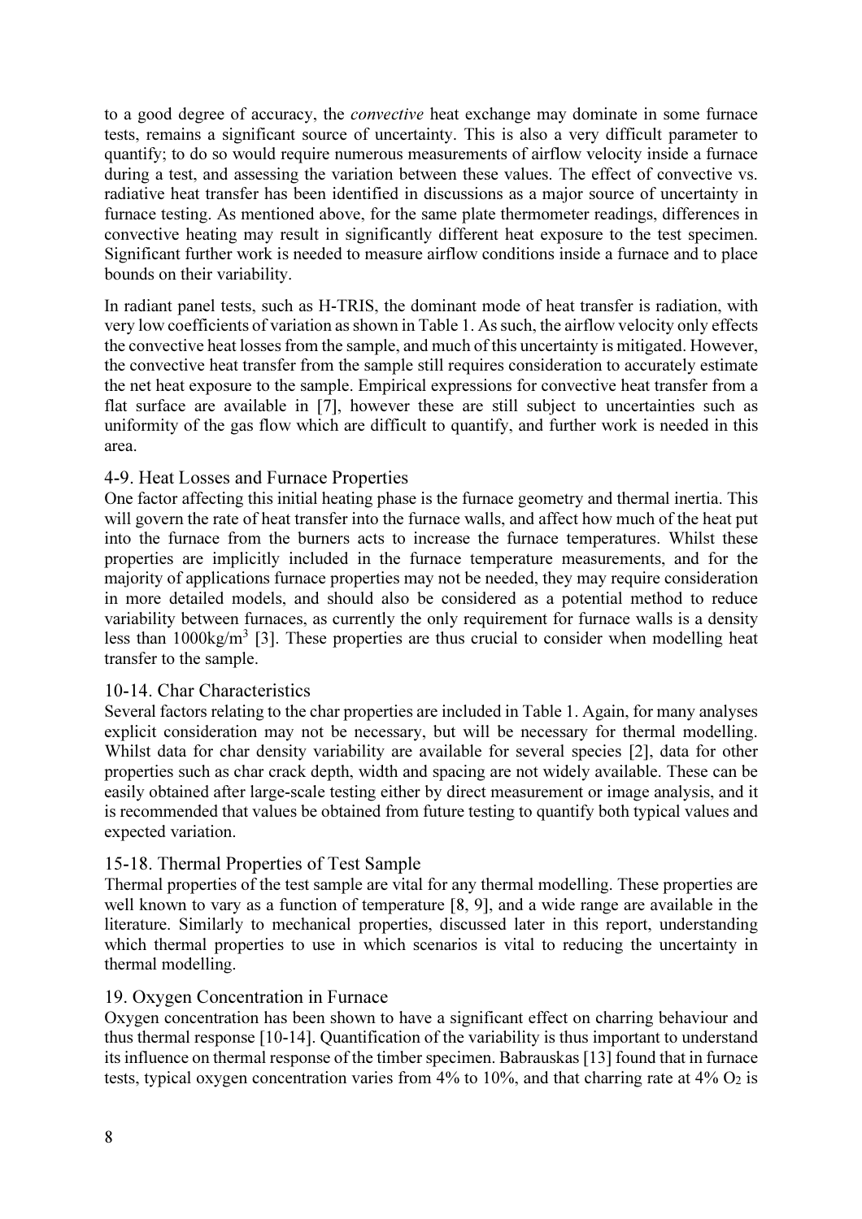to a good degree of accuracy, the *convective* heat exchange may dominate in some furnace tests, remains a significant source of uncertainty. This is also a very difficult parameter to quantify; to do so would require numerous measurements of airflow velocity inside a furnace during a test, and assessing the variation between these values. The effect of convective vs. radiative heat transfer has been identified in discussions as a major source of uncertainty in furnace testing. As mentioned above, for the same plate thermometer readings, differences in convective heating may result in significantly different heat exposure to the test specimen. Significant further work is needed to measure airflow conditions inside a furnace and to place bounds on their variability.

In radiant panel tests, such as H-TRIS, the dominant mode of heat transfer is radiation, with very low coefficients of variation as shown in Table 1. As such, the airflow velocity only effects the convective heat losses from the sample, and much of this uncertainty is mitigated. However, the convective heat transfer from the sample still requires consideration to accurately estimate the net heat exposure to the sample. Empirical expressions for convective heat transfer from a flat surface are available in [7], however these are still subject to uncertainties such as uniformity of the gas flow which are difficult to quantify, and further work is needed in this area.

### 4-9. Heat Losses and Furnace Properties

One factor affecting this initial heating phase is the furnace geometry and thermal inertia. This will govern the rate of heat transfer into the furnace walls, and affect how much of the heat put into the furnace from the burners acts to increase the furnace temperatures. Whilst these properties are implicitly included in the furnace temperature measurements, and for the majority of applications furnace properties may not be needed, they may require consideration in more detailed models, and should also be considered as a potential method to reduce variability between furnaces, as currently the only requirement for furnace walls is a density less than $1000 kg/m^3$ [3]. These properties are thus crucial to consider when modelling heat transfer to the sample.

### 10-14. Char Characteristics

Several factors relating to the char properties are included in Table 1. Again, for many analyses explicit consideration may not be necessary, but will be necessary for thermal modelling. Whilst data for char density variability are available for several species [2], data for other properties such as char crack depth, width and spacing are not widely available. These can be easily obtained after large-scale testing either by direct measurement or image analysis, and it is recommended that values be obtained from future testing to quantify both typical values and expected variation.

### 15-18. Thermal Properties of Test Sample

Thermal properties of the test sample are vital for any thermal modelling. These properties are well known to vary as a function of temperature [8, 9], and a wide range are available in the literature. Similarly to mechanical properties, discussed later in this report, understanding which thermal properties to use in which scenarios is vital to reducing the uncertainty in thermal modelling.

### 19. Oxygen Concentration in Furnace

Oxygen concentration has been shown to have a significant effect on charring behaviour and thus thermal response [10-14]. Quantification of the variability is thus important to understand its influence on thermal response of the timber specimen. Babrauskas [13] found that in furnace tests, typical oxygen concentration varies from 4% to 10%, and that charring rate at 4% $O_2$ is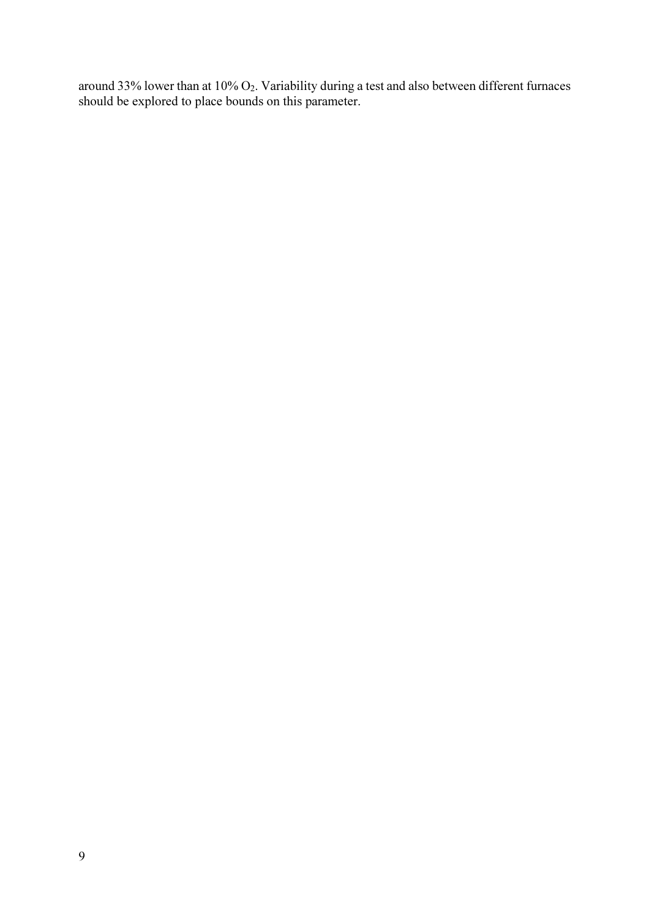around 33% lower than at 10% $O_2$. Variability during a test and also between different furnaces should be explored to place bounds on this parameter.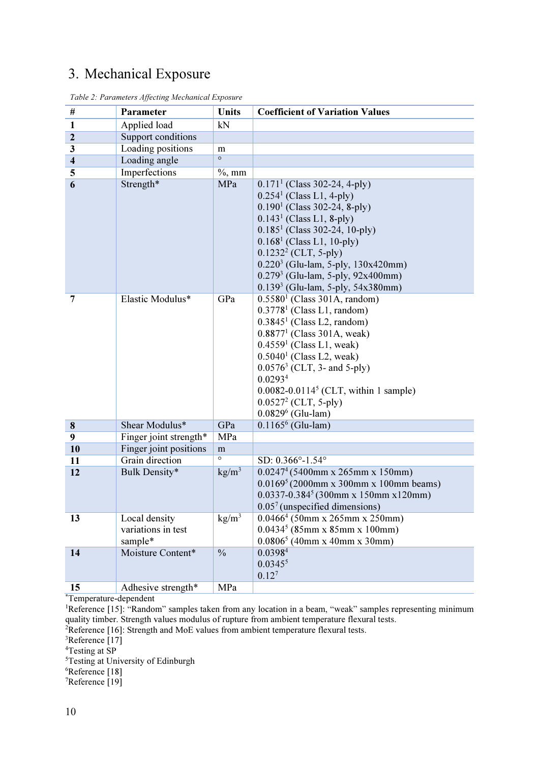## 3. Mechanical Exposure

*Table 2: Parameters Affecting Mechanical Exposure*

| # | Parameter | Units | Coefficient of Variation Values |
|---|---|---|---|
| **1** | Applied load | kN | |
| **2** | Support conditions | | |
| **3** | Loading positions | m | |
| **4** | Loading angle | ° | |
| **5** | Imperfections | %, mm | |
| **6** | Strength* | MPa | 0.171[1] (Class 302-24, 4-ply)<br>0.254[1] (Class L1, 4-ply)<br>0.190[1] (Class 302-24, 8-ply)<br>0.143[1] (Class L1, 8-ply)<br>0.185[1] (Class 302-24, 10-ply)<br>0.168[1] (Class L1, 10-ply)<br>0.1232[2] (CLT, 5-ply)<br>0.220[3] (Glu-lam, 5-ply, 130x420mm)<br>0.279[3] (Glu-lam, 5-ply, 92x400mm)<br>0.139[3] (Glu-lam, 5-ply, 54x380mm) |
| **7** | Elastic Modulus* | GPa | 0.5580[1] (Class 301A, random)<br>0.3778[1] (Class L1, random)<br>0.3845[1] (Class L2, random)<br>0.8877[1] (Class 301A, weak)<br>0.4559[1] (Class L1, weak)<br>0.5040[1] (Class L2, weak)<br>0.0576[3] (CLT, 3- and 5-ply)<br>0.0293[4]<br>0.0082-0.0114[5] (CLT, within 1 sample)<br>0.0527[2] (CLT, 5-ply)<br>0.0829[6] (Glu-lam) |
| **8** | Shear Modulus* | GPa | 0.1165[6] (Glu-lam) |
| **9** | Finger joint strength* | MPa | |
| **10** | Finger joint positions | m | |
| **11** | Grain direction | ° | SD: 0.366°-1.54° |
| **12** | Bulk Density* | kg/m³ | 0.0247[4] (5400mm x 265mm x 150mm)<br>0.0169[5] (2000mm x 300mm x 100mm beams)<br>0.0337-0.384[5] (300mm x 150mm x120mm)<br>0.05[7] (unspecified dimensions) |
| **13** | Local density variations in test sample* | kg/m³ | 0.0466[4] (50mm x 265mm x 250mm)<br>0.0434[5] (85mm x 85mm x 100mm)<br>0.0806[5] (40mm x 40mm x 30mm) |
| **14** | Moisture Content* | % | 0.0398[4]<br>0.0345[5]<br>0.12[7] |
| **15** | Adhesive strength* | MPa | |

*Temperature-dependent

[1]Reference [15]: "Random" samples taken from any location in a beam, "weak" samples representing minimum quality timber. Strength values modulus of rupture from ambient temperature flexural tests.

[2]Reference [16]: Strength and MoE values from ambient temperature flexural tests.

[3]Reference [17]

[4]Testing at SP

[5]Testing at University of Edinburgh

[6]Reference [18]

[7]Reference [19]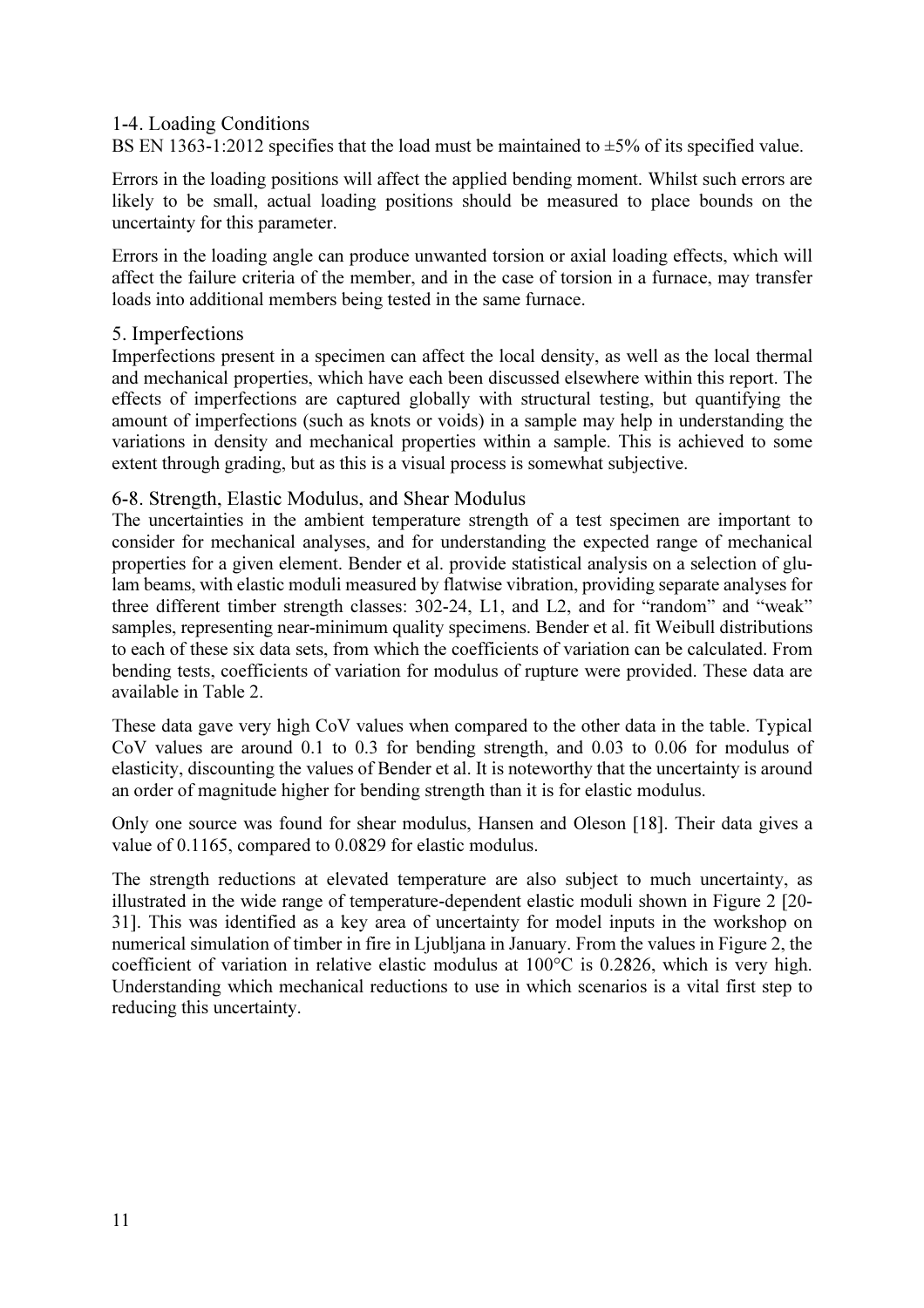## 1-4. Loading Conditions

BS EN 1363-1:2012 specifies that the load must be maintained to ±5% of its specified value.

Errors in the loading positions will affect the applied bending moment. Whilst such errors are likely to be small, actual loading positions should be measured to place bounds on the uncertainty for this parameter.

Errors in the loading angle can produce unwanted torsion or axial loading effects, which will affect the failure criteria of the member, and in the case of torsion in a furnace, may transfer loads into additional members being tested in the same furnace.

## 5. Imperfections

Imperfections present in a specimen can affect the local density, as well as the local thermal and mechanical properties, which have each been discussed elsewhere within this report. The effects of imperfections are captured globally with structural testing, but quantifying the amount of imperfections (such as knots or voids) in a sample may help in understanding the variations in density and mechanical properties within a sample. This is achieved to some extent through grading, but as this is a visual process is somewhat subjective.

## 6-8. Strength, Elastic Modulus, and Shear Modulus

The uncertainties in the ambient temperature strength of a test specimen are important to consider for mechanical analyses, and for understanding the expected range of mechanical properties for a given element. Bender et al. provide statistical analysis on a selection of glu-lam beams, with elastic moduli measured by flatwise vibration, providing separate analyses for three different timber strength classes: 302-24, L1, and L2, and for "random" and "weak" samples, representing near-minimum quality specimens. Bender et al. fit Weibull distributions to each of these six data sets, from which the coefficients of variation can be calculated. From bending tests, coefficients of variation for modulus of rupture were provided. These data are available in Table 2.

These data gave very high CoV values when compared to the other data in the table. Typical CoV values are around 0.1 to 0.3 for bending strength, and 0.03 to 0.06 for modulus of elasticity, discounting the values of Bender et al. It is noteworthy that the uncertainty is around an order of magnitude higher for bending strength than it is for elastic modulus.

Only one source was found for shear modulus, Hansen and Oleson [18]. Their data gives a value of 0.1165, compared to 0.0829 for elastic modulus.

The strength reductions at elevated temperature are also subject to much uncertainty, as illustrated in the wide range of temperature-dependent elastic moduli shown in Figure 2 [20-31]. This was identified as a key area of uncertainty for model inputs in the workshop on numerical simulation of timber in fire in Ljubljana in January. From the values in Figure 2, the coefficient of variation in relative elastic modulus at 100°C is 0.2826, which is very high. Understanding which mechanical reductions to use in which scenarios is a vital first step to reducing this uncertainty.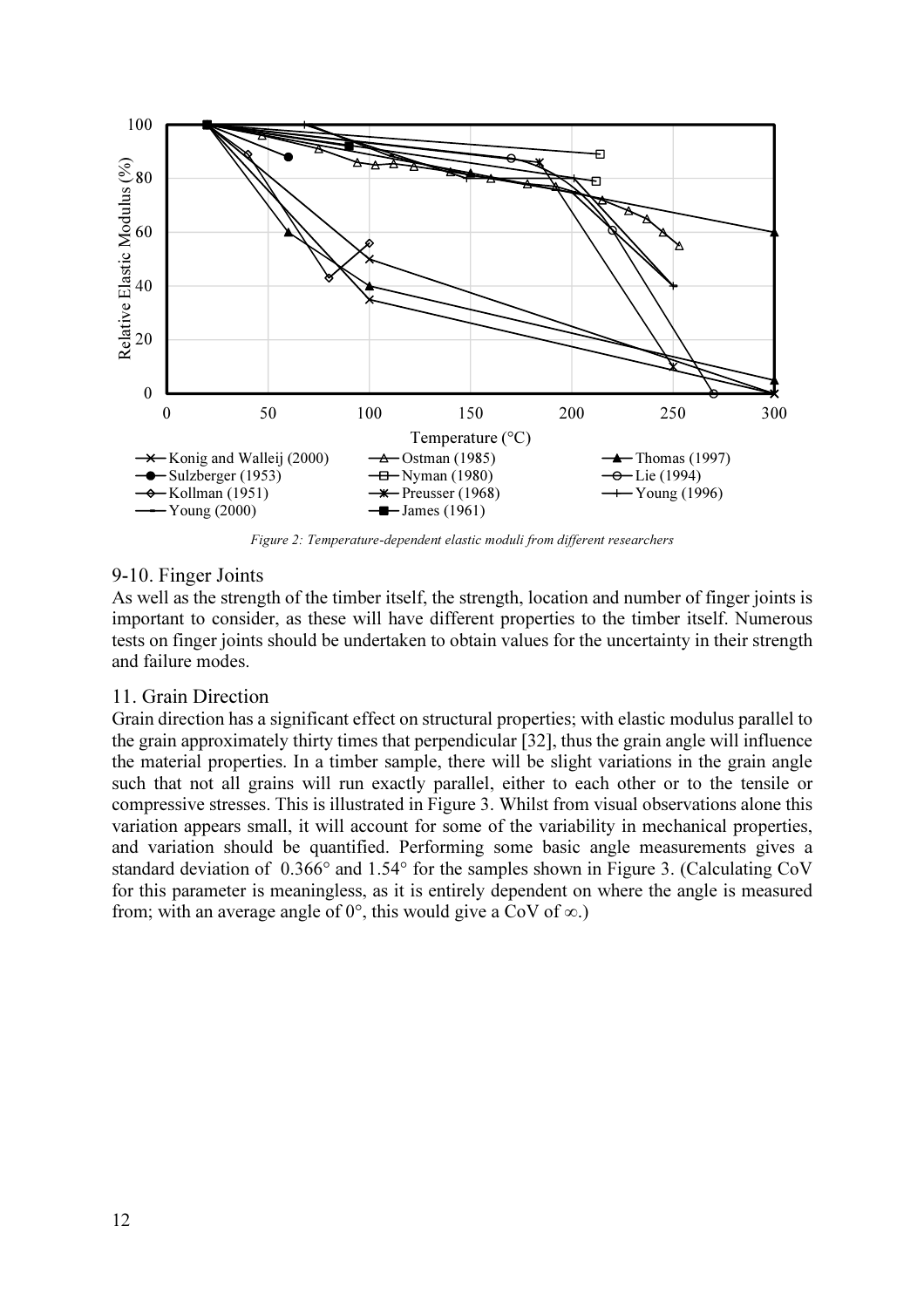Figure 2: Temperature-dependent elastic moduli from different researchers

## 9-10. Finger Joints

As well as the strength of the timber itself, the strength, location and number of finger joints is important to consider, as these will have different properties to the timber itself. Numerous tests on finger joints should be undertaken to obtain values for the uncertainty in their strength and failure modes.

## 11. Grain Direction

Grain direction has a significant effect on structural properties; with elastic modulus parallel to the grain approximately thirty times that perpendicular [32], thus the grain angle will influence the material properties. In a timber sample, there will be slight variations in the grain angle such that not all grains will run exactly parallel, either to each other or to the tensile or compressive stresses. This is illustrated in Figure 3. Whilst from visual observations alone this variation appears small, it will account for some of the variability in mechanical properties, and variation should be quantified. Performing some basic angle measurements gives a standard deviation of 0.366° and 1.54° for the samples shown in Figure 3. (Calculating CoV for this parameter is meaningless, as it is entirely dependent on where the angle is measured from; with an average angle of 0°, this would give a CoV of $\infty$.)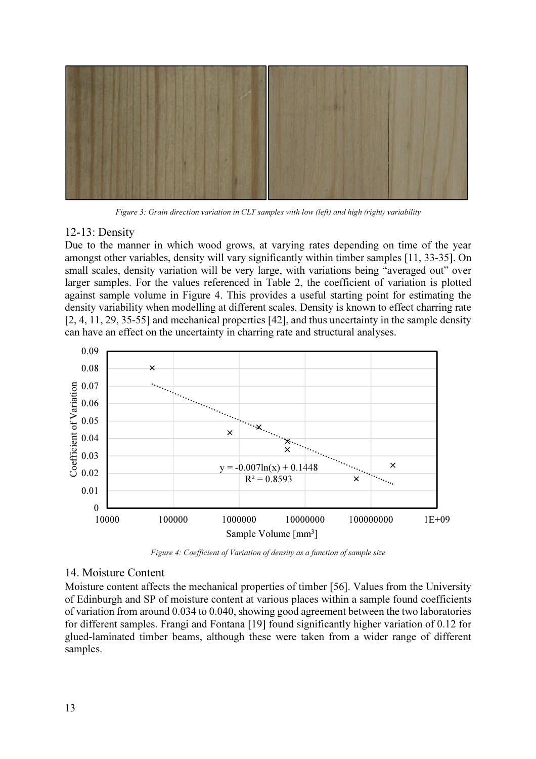*Figure 3: Grain direction variation in CLT samples with low (left) and high (right) variability*

## 12-13: Density

Due to the manner in which wood grows, at varying rates depending on time of the year amongst other variables, density will vary significantly within timber samples [11, 33-35]. On small scales, density variation will be very large, with variations being "averaged out" over larger samples. For the values referenced in Table 2, the coefficient of variation is plotted against sample volume in Figure 4. This provides a useful starting point for estimating the density variability when modelling at different scales. Density is known to effect charring rate [2, 4, 11, 29, 35-55] and mechanical properties [42], and thus uncertainty in the sample density can have an effect on the uncertainty in charring rate and structural analyses.

*Figure 4: Coefficient of Variation of density as a function of sample size*

## 14. Moisture Content

Moisture content affects the mechanical properties of timber [56]. Values from the University of Edinburgh and SP of moisture content at various places within a sample found coefficients of variation from around 0.034 to 0.040, showing good agreement between the two laboratories for different samples. Frangi and Fontana [19] found significantly higher variation of 0.12 for glued-laminated timber beams, although these were taken from a wider range of different samples.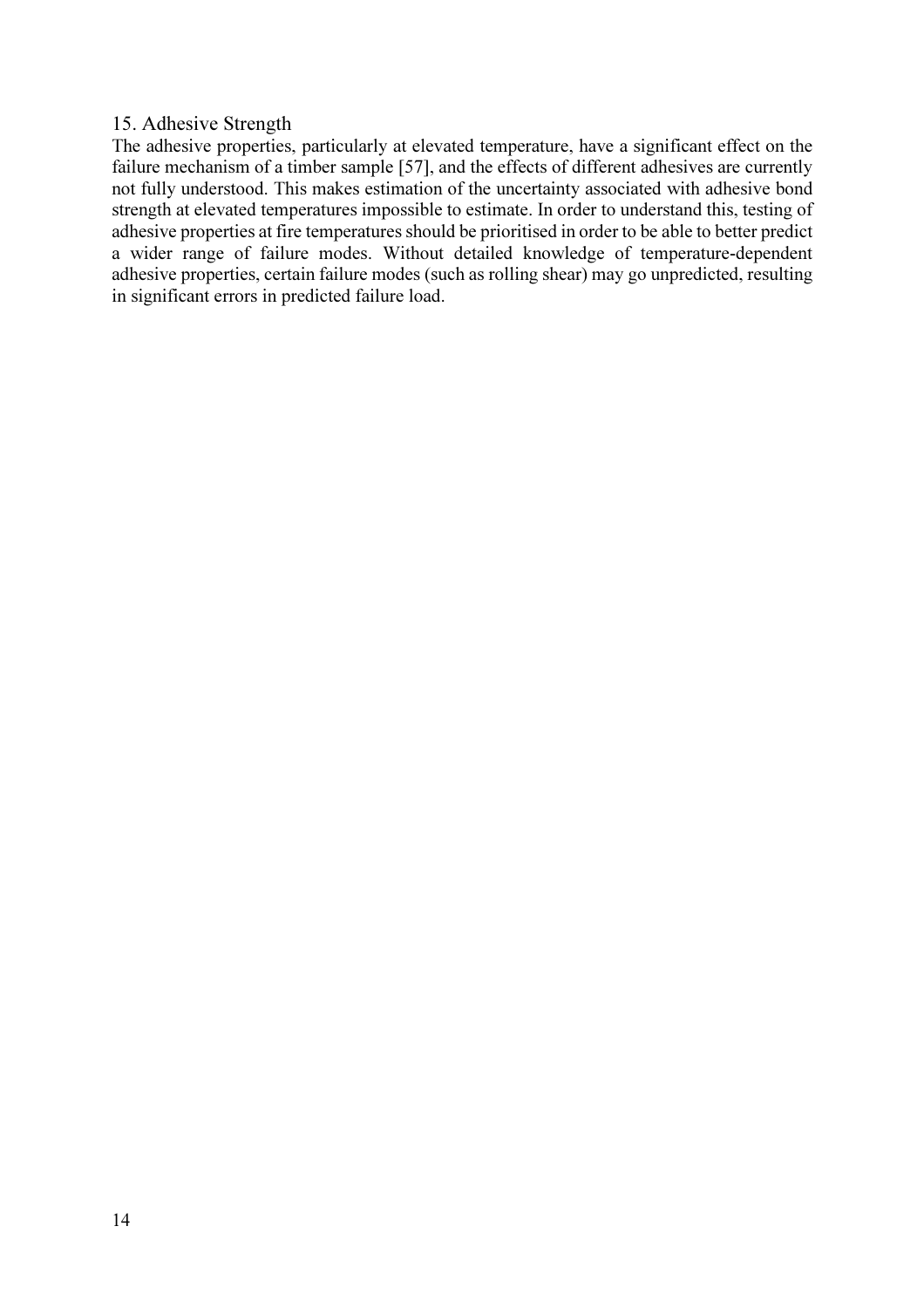## 15. Adhesive Strength

The adhesive properties, particularly at elevated temperature, have a significant effect on the failure mechanism of a timber sample [57], and the effects of different adhesives are currently not fully understood. This makes estimation of the uncertainty associated with adhesive bond strength at elevated temperatures impossible to estimate. In order to understand this, testing of adhesive properties at fire temperatures should be prioritised in order to be able to better predict a wider range of failure modes. Without detailed knowledge of temperature-dependent adhesive properties, certain failure modes (such as rolling shear) may go unpredicted, resulting in significant errors in predicted failure load.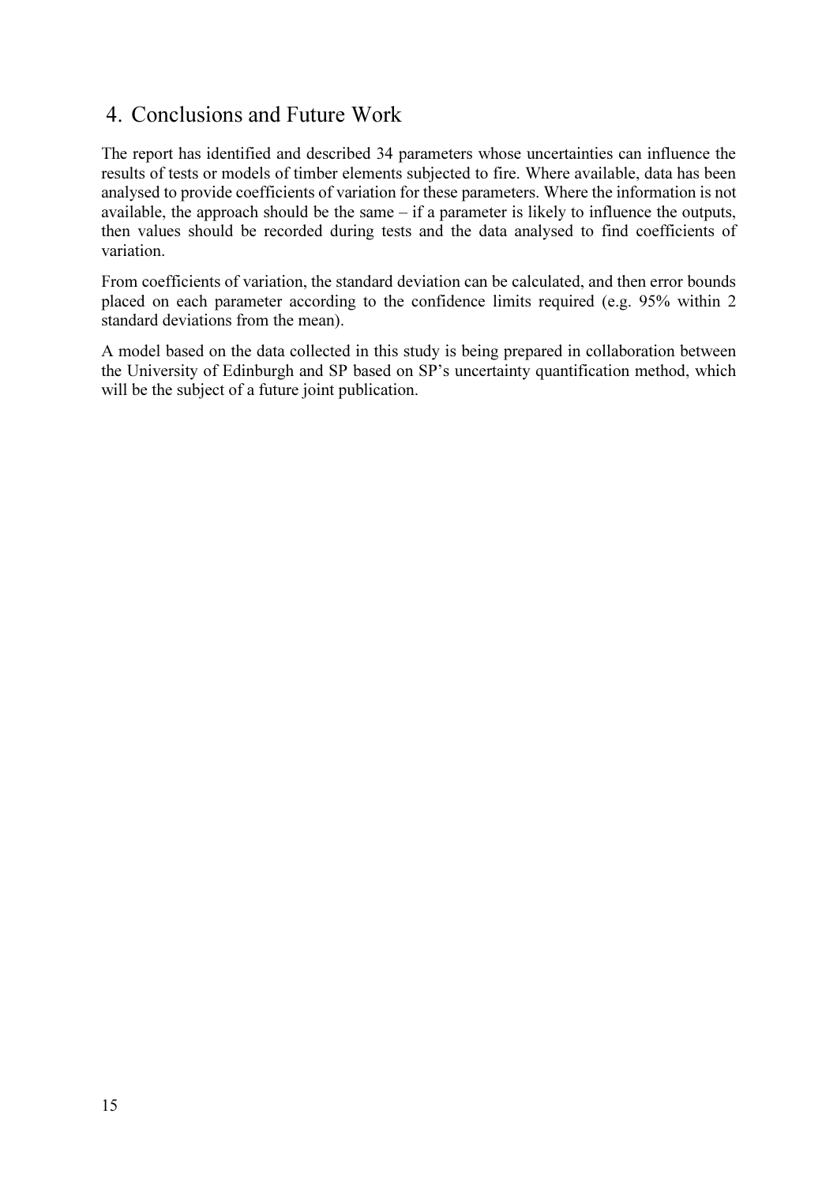## 4. Conclusions and Future Work

The report has identified and described 34 parameters whose uncertainties can influence the results of tests or models of timber elements subjected to fire. Where available, data has been analysed to provide coefficients of variation for these parameters. Where the information is not available, the approach should be the same – if a parameter is likely to influence the outputs, then values should be recorded during tests and the data analysed to find coefficients of variation.

From coefficients of variation, the standard deviation can be calculated, and then error bounds placed on each parameter according to the confidence limits required (e.g. 95% within 2 standard deviations from the mean).

A model based on the data collected in this study is being prepared in collaboration between the University of Edinburgh and SP based on SP's uncertainty quantification method, which will be the subject of a future joint publication.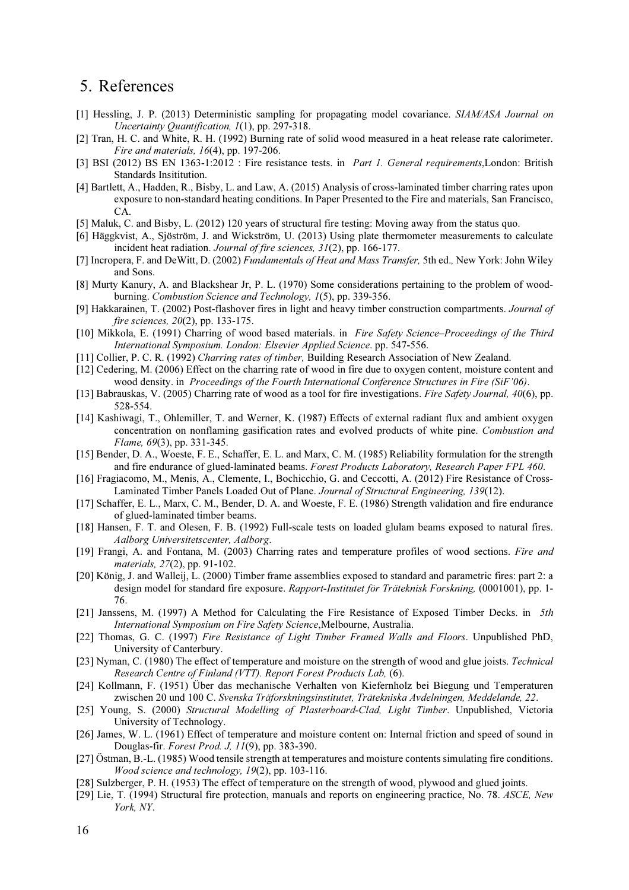## 5. References

[1] Hessling, J. P. (2013) Deterministic sampling for propagating model covariance. *SIAM/ASA Journal on Uncertainty Quantification, 1*(1), pp. 297-318.

[2] Tran, H. C. and White, R. H. (1992) Burning rate of solid wood measured in a heat release rate calorimeter. *Fire and materials, 16*(4), pp. 197-206.

[3] BSI (2012) BS EN 1363-1:2012 : Fire resistance tests. in *Part 1. General requirements*,London: British Standards Insititution.

[4] Bartlett, A., Hadden, R., Bisby, L. and Law, A. (2015) Analysis of cross-laminated timber charring rates upon exposure to non-standard heating conditions. In Paper Presented to the Fire and materials, San Francisco, CA.

[5] Maluk, C. and Bisby, L. (2012) 120 years of structural fire testing: Moving away from the status quo.

[6] Häggkvist, A., Sjöström, J. and Wickström, U. (2013) Using plate thermometer measurements to calculate incident heat radiation. *Journal of fire sciences, 31*(2), pp. 166-177.

[7] Incropera, F. and DeWitt, D. (2002) *Fundamentals of Heat and Mass Transfer,* 5th ed., New York: John Wiley and Sons.

[8] Murty Kanury, A. and Blackshear Jr, P. L. (1970) Some considerations pertaining to the problem of wood-burning. *Combustion Science and Technology, 1*(5), pp. 339-356.

[9] Hakkarainen, T. (2002) Post-flashover fires in light and heavy timber construction compartments. *Journal of fire sciences, 20*(2), pp. 133-175.

[10] Mikkola, E. (1991) Charring of wood based materials. in *Fire Safety Science–Proceedings of the Third International Symposium. London: Elsevier Applied Science*. pp. 547-556.

[11] Collier, P. C. R. (1992) *Charring rates of timber,* Building Research Association of New Zealand.

[12] Cedering, M. (2006) Effect on the charring rate of wood in fire due to oxygen content, moisture content and wood density. in *Proceedings of the Fourth International Conference Structures in Fire (SiF'06)*.

[13] Babrauskas, V. (2005) Charring rate of wood as a tool for fire investigations. *Fire Safety Journal, 40*(6), pp. 528-554.

[14] Kashiwagi, T., Ohlemiller, T. and Werner, K. (1987) Effects of external radiant flux and ambient oxygen concentration on nonflaming gasification rates and evolved products of white pine. *Combustion and Flame, 69*(3), pp. 331-345.

[15] Bender, D. A., Woeste, F. E., Schaffer, E. L. and Marx, C. M. (1985) Reliability formulation for the strength and fire endurance of glued-laminated beams. *Forest Products Laboratory, Research Paper FPL 460*.

[16] Fragiacomo, M., Menis, A., Clemente, I., Bochicchio, G. and Ceccotti, A. (2012) Fire Resistance of Cross-Laminated Timber Panels Loaded Out of Plane. *Journal of Structural Engineering, 139*(12).

[17] Schaffer, E. L., Marx, C. M., Bender, D. A. and Woeste, F. E. (1986) Strength validation and fire endurance of glued-laminated timber beams.

[18] Hansen, F. T. and Olesen, F. B. (1992) Full-scale tests on loaded glulam beams exposed to natural fires. *Aalborg Universitetscenter, Aalborg*.

[19] Frangi, A. and Fontana, M. (2003) Charring rates and temperature profiles of wood sections. *Fire and materials, 27*(2), pp. 91-102.

[20] König, J. and Walleij, L. (2000) Timber frame assemblies exposed to standard and parametric fires: part 2: a design model for standard fire exposure. *Rapport-Institutet för Träteknisk Forskning,* (0001001), pp. 1-76.

[21] Janssens, M. (1997) A Method for Calculating the Fire Resistance of Exposed Timber Decks. in *5th International Symposium on Fire Safety Science*,Melbourne, Australia.

[22] Thomas, G. C. (1997) *Fire Resistance of Light Timber Framed Walls and Floors*. Unpublished PhD, University of Canterbury.

[23] Nyman, C. (1980) The effect of temperature and moisture on the strength of wood and glue joists. *Technical Research Centre of Finland (VTT). Report Forest Products Lab,* (6).

[24] Kollmann, F. (1951) Über das mechanische Verhalten von Kiefernholz bei Biegung und Temperaturen zwischen 20 und 100 C. *Svenska Träforskningsinstitutet, Trätekniska Avdelningen, Meddelande, 22*.

[25] Young, S. (2000) *Structural Modelling of Plasterboard-Clad, Light Timber*. Unpublished, Victoria University of Technology.

[26] James, W. L. (1961) Effect of temperature and moisture content on: Internal friction and speed of sound in Douglas-fir. *Forest Prod. J, 11*(9), pp. 383-390.

[27] Östman, B.-L. (1985) Wood tensile strength at temperatures and moisture contents simulating fire conditions. *Wood science and technology, 19*(2), pp. 103-116.

[28] Sulzberger, P. H. (1953) The effect of temperature on the strength of wood, plywood and glued joints.

[29] Lie, T. (1994) Structural fire protection, manuals and reports on engineering practice, No. 78. *ASCE, New York, NY*.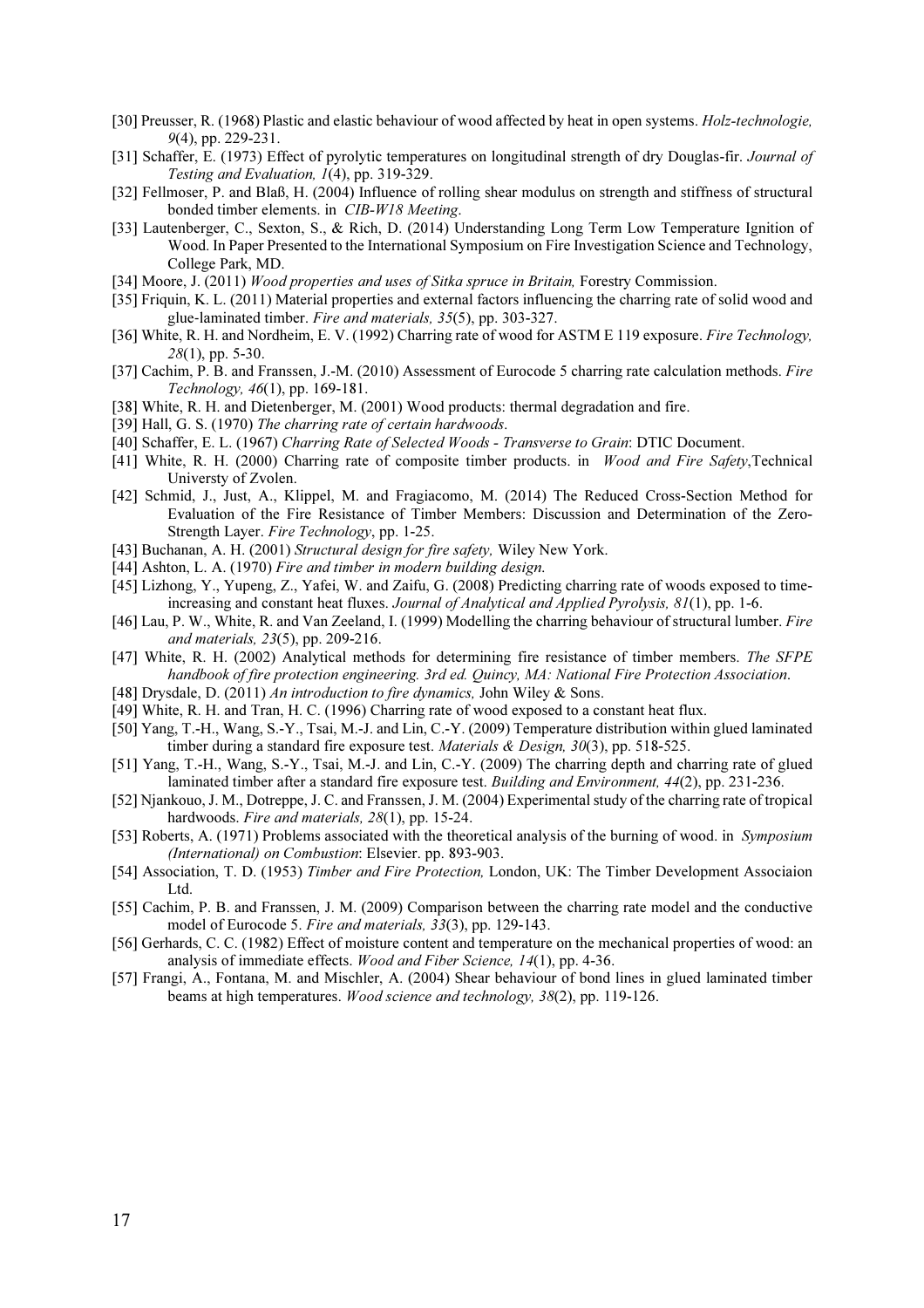[30] Preusser, R. (1968) Plastic and elastic behaviour of wood affected by heat in open systems. *Holz-technologie, 9*(4), pp. 229-231.

[31] Schaffer, E. (1973) Effect of pyrolytic temperatures on longitudinal strength of dry Douglas-fir. *Journal of Testing and Evaluation, 1*(4), pp. 319-329.

[32] Fellmoser, P. and Blaß, H. (2004) Influence of rolling shear modulus on strength and stiffness of structural bonded timber elements. in *CIB-W18 Meeting*.

[33] Lautenberger, C., Sexton, S., & Rich, D. (2014) Understanding Long Term Low Temperature Ignition of Wood. In Paper Presented to the International Symposium on Fire Investigation Science and Technology, College Park, MD.

[34] Moore, J. (2011) *Wood properties and uses of Sitka spruce in Britain,* Forestry Commission.

[35] Friquin, K. L. (2011) Material properties and external factors influencing the charring rate of solid wood and glue-laminated timber. *Fire and materials, 35*(5), pp. 303-327.

[36] White, R. H. and Nordheim, E. V. (1992) Charring rate of wood for ASTM E 119 exposure. *Fire Technology, 28*(1), pp. 5-30.

[37] Cachim, P. B. and Franssen, J.-M. (2010) Assessment of Eurocode 5 charring rate calculation methods. *Fire Technology, 46*(1), pp. 169-181.

[38] White, R. H. and Dietenberger, M. (2001) Wood products: thermal degradation and fire.

[39] Hall, G. S. (1970) *The charring rate of certain hardwoods*.

[40] Schaffer, E. L. (1967) *Charring Rate of Selected Woods - Transverse to Grain*: DTIC Document.

[41] White, R. H. (2000) Charring rate of composite timber products. in *Wood and Fire Safety*,Technical Universty of Zvolen.

[42] Schmid, J., Just, A., Klippel, M. and Fragiacomo, M. (2014) The Reduced Cross-Section Method for Evaluation of the Fire Resistance of Timber Members: Discussion and Determination of the Zero-Strength Layer. *Fire Technology*, pp. 1-25.

[43] Buchanan, A. H. (2001) *Structural design for fire safety,* Wiley New York.

[44] Ashton, L. A. (1970) *Fire and timber in modern building design*.

[45] Lizhong, Y., Yupeng, Z., Yafei, W. and Zaifu, G. (2008) Predicting charring rate of woods exposed to time-increasing and constant heat fluxes. *Journal of Analytical and Applied Pyrolysis, 81*(1), pp. 1-6.

[46] Lau, P. W., White, R. and Van Zeeland, I. (1999) Modelling the charring behaviour of structural lumber. *Fire and materials, 23*(5), pp. 209-216.

[47] White, R. H. (2002) Analytical methods for determining fire resistance of timber members. *The SFPE handbook of fire protection engineering. 3rd ed. Quincy, MA: National Fire Protection Association*.

[48] Drysdale, D. (2011) *An introduction to fire dynamics,* John Wiley & Sons.

[49] White, R. H. and Tran, H. C. (1996) Charring rate of wood exposed to a constant heat flux.

[50] Yang, T.-H., Wang, S.-Y., Tsai, M.-J. and Lin, C.-Y. (2009) Temperature distribution within glued laminated timber during a standard fire exposure test. *Materials & Design, 30*(3), pp. 518-525.

[51] Yang, T.-H., Wang, S.-Y., Tsai, M.-J. and Lin, C.-Y. (2009) The charring depth and charring rate of glued laminated timber after a standard fire exposure test. *Building and Environment, 44*(2), pp. 231-236.

[52] Njankouo, J. M., Dotreppe, J. C. and Franssen, J. M. (2004) Experimental study of the charring rate of tropical hardwoods. *Fire and materials, 28*(1), pp. 15-24.

[53] Roberts, A. (1971) Problems associated with the theoretical analysis of the burning of wood. in *Symposium (International) on Combustion*: Elsevier. pp. 893-903.

[54] Association, T. D. (1953) *Timber and Fire Protection,* London, UK: The Timber Development Associaion Ltd.

[55] Cachim, P. B. and Franssen, J. M. (2009) Comparison between the charring rate model and the conductive model of Eurocode 5. *Fire and materials, 33*(3), pp. 129-143.

[56] Gerhards, C. C. (1982) Effect of moisture content and temperature on the mechanical properties of wood: an analysis of immediate effects. *Wood and Fiber Science, 14*(1), pp. 4-36.

[57] Frangi, A., Fontana, M. and Mischler, A. (2004) Shear behaviour of bond lines in glued laminated timber beams at high temperatures. *Wood science and technology, 38*(2), pp. 119-126.